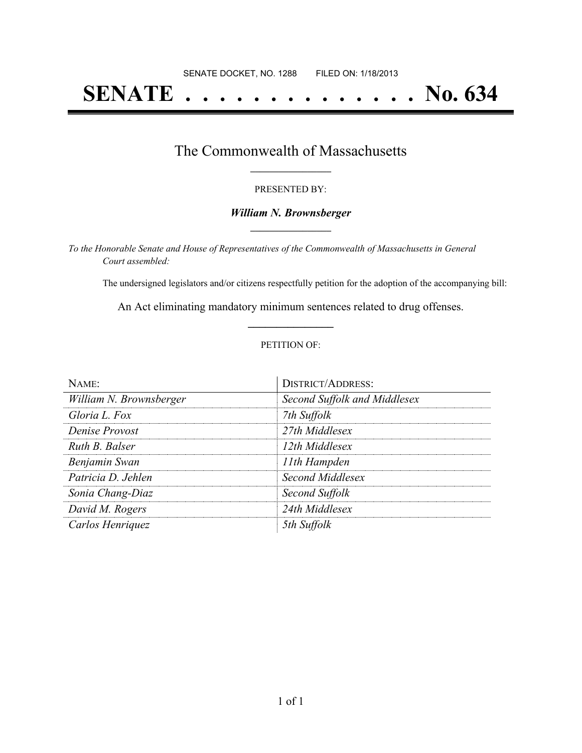SENATE DOCKET, NO. 1288        FILED ON: 1/18/2013

# SENATE . . . . . . . . . . . . . . No. 634

## The Commonwealth of Massachusetts

PRESENTED BY:

***William N. Brownsberger***

*To the Honorable Senate and House of Representatives of the Commonwealth of Massachusetts in General Court assembled:*

The undersigned legislators and/or citizens respectfully petition for the adoption of the accompanying bill:

An Act eliminating mandatory minimum sentences related to drug offenses.

PETITION OF:

| NAME: | DISTRICT/ADDRESS: |
| --- | --- |
| *William N. Brownsberger* | *Second Suffolk and Middlesex* |
| *Gloria L. Fox* | *7th Suffolk* |
| *Denise Provost* | *27th Middlesex* |
| *Ruth B. Balser* | *12th Middlesex* |
| *Benjamin Swan* | *11th Hampden* |
| *Patricia D. Jehlen* | *Second Middlesex* |
| *Sonia Chang-Diaz* | *Second Suffolk* |
| *David M. Rogers* | *24th Middlesex* |
| *Carlos Henriquez* | *5th Suffolk* |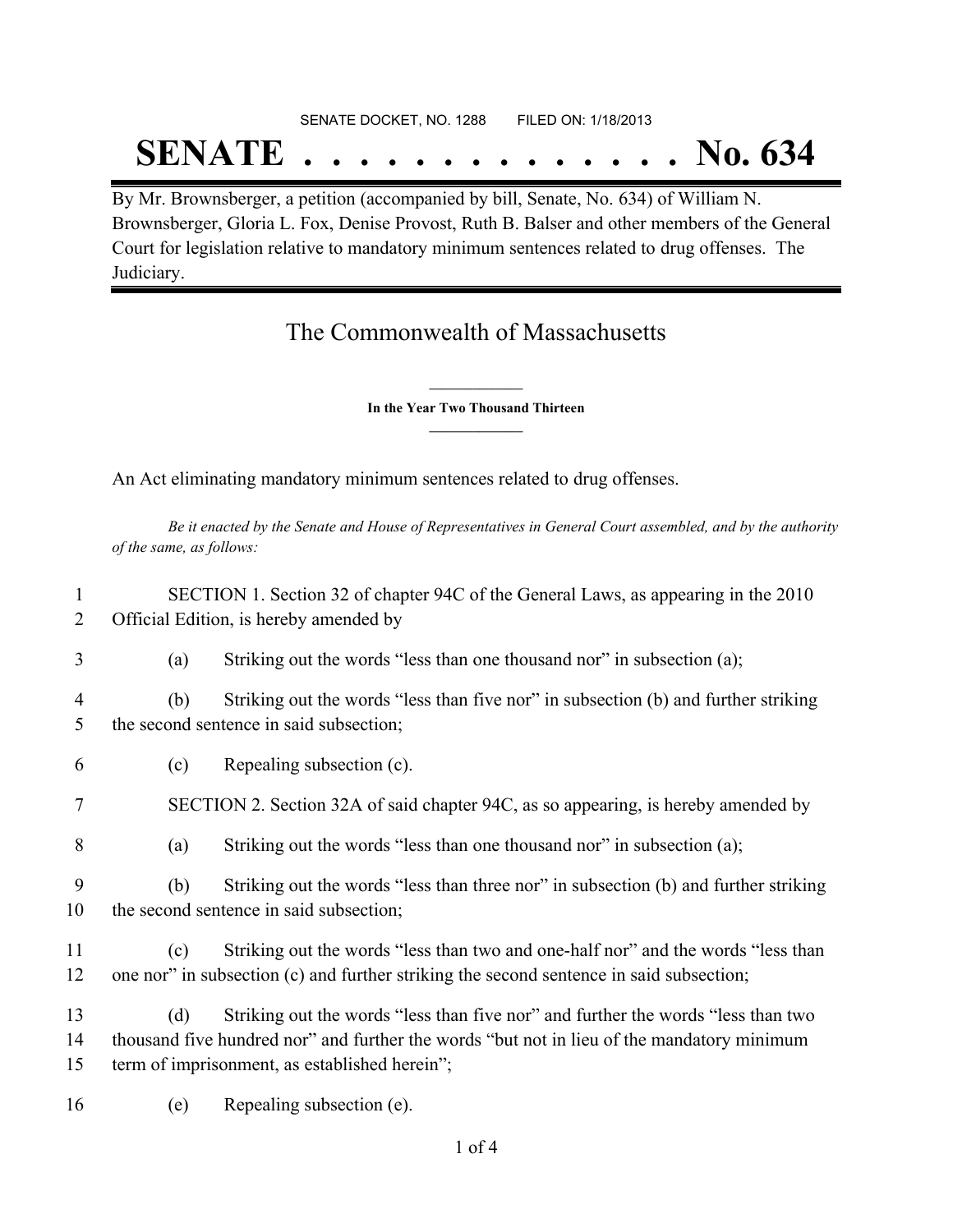SENATE DOCKET, NO. 1288 FILED ON: 1/18/2013

# SENATE . . . . . . . . . . . . . . No. 634

By Mr. Brownsberger, a petition (accompanied by bill, Senate, No. 634) of William N. Brownsberger, Gloria L. Fox, Denise Provost, Ruth B. Balser and other members of the General Court for legislation relative to mandatory minimum sentences related to drug offenses. The Judiciary.

## The Commonwealth of Massachusetts

**In the Year Two Thousand Thirteen**

An Act eliminating mandatory minimum sentences related to drug offenses.

*Be it enacted by the Senate and House of Representatives in General Court assembled, and by the authority of the same, as follows:*

1 SECTION 1. Section 32 of chapter 94C of the General Laws, as appearing in the 2010
2 Official Edition, is hereby amended by

3 (a) Striking out the words "less than one thousand nor" in subsection (a);

4 (b) Striking out the words "less than five nor" in subsection (b) and further striking
5 the second sentence in said subsection;

6 (c) Repealing subsection (c).

7 SECTION 2. Section 32A of said chapter 94C, as so appearing, is hereby amended by

8 (a) Striking out the words "less than one thousand nor" in subsection (a);

9 (b) Striking out the words "less than three nor" in subsection (b) and further striking
10 the second sentence in said subsection;

11 (c) Striking out the words "less than two and one-half nor" and the words "less than
12 one nor" in subsection (c) and further striking the second sentence in said subsection;

13 (d) Striking out the words "less than five nor" and further the words "less than two
14 thousand five hundred nor" and further the words "but not in lieu of the mandatory minimum
15 term of imprisonment, as established herein";

16 (e) Repealing subsection (e).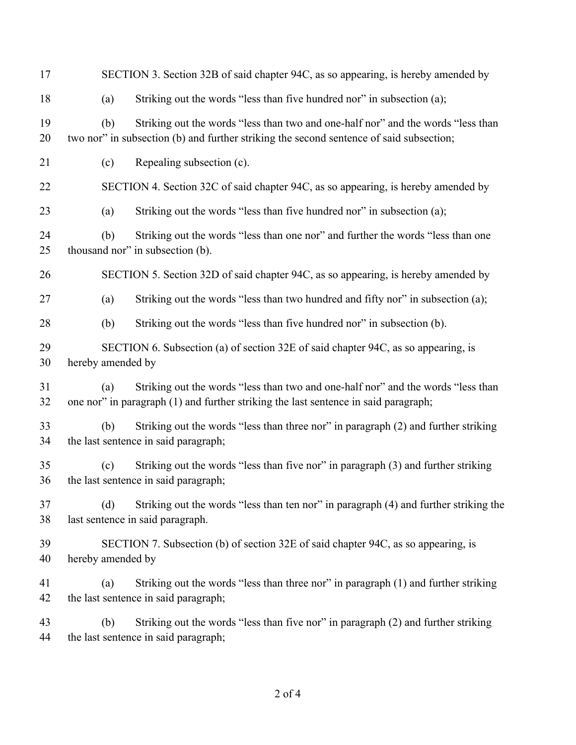SECTION 3. Section 32B of said chapter 94C, as so appearing, is hereby amended by

(a) Striking out the words "less than five hundred nor" in subsection (a);

(b) Striking out the words "less than two and one-half nor" and the words "less than two nor" in subsection (b) and further striking the second sentence of said subsection;

(c) Repealing subsection (c).

SECTION 4. Section 32C of said chapter 94C, as so appearing, is hereby amended by

(a) Striking out the words "less than five hundred nor" in subsection (a);

(b) Striking out the words "less than one nor" and further the words "less than one thousand nor" in subsection (b).

SECTION 5. Section 32D of said chapter 94C, as so appearing, is hereby amended by

(a) Striking out the words "less than two hundred and fifty nor" in subsection (a);

(b) Striking out the words "less than five hundred nor" in subsection (b).

SECTION 6. Subsection (a) of section 32E of said chapter 94C, as so appearing, is hereby amended by

(a) Striking out the words "less than two and one-half nor" and the words "less than one nor" in paragraph (1) and further striking the last sentence in said paragraph;

(b) Striking out the words "less than three nor" in paragraph (2) and further striking the last sentence in said paragraph;

(c) Striking out the words "less than five nor" in paragraph (3) and further striking the last sentence in said paragraph;

(d) Striking out the words "less than ten nor" in paragraph (4) and further striking the last sentence in said paragraph.

SECTION 7. Subsection (b) of section 32E of said chapter 94C, as so appearing, is hereby amended by

(a) Striking out the words "less than three nor" in paragraph (1) and further striking the last sentence in said paragraph;

(b) Striking out the words "less than five nor" in paragraph (2) and further striking the last sentence in said paragraph;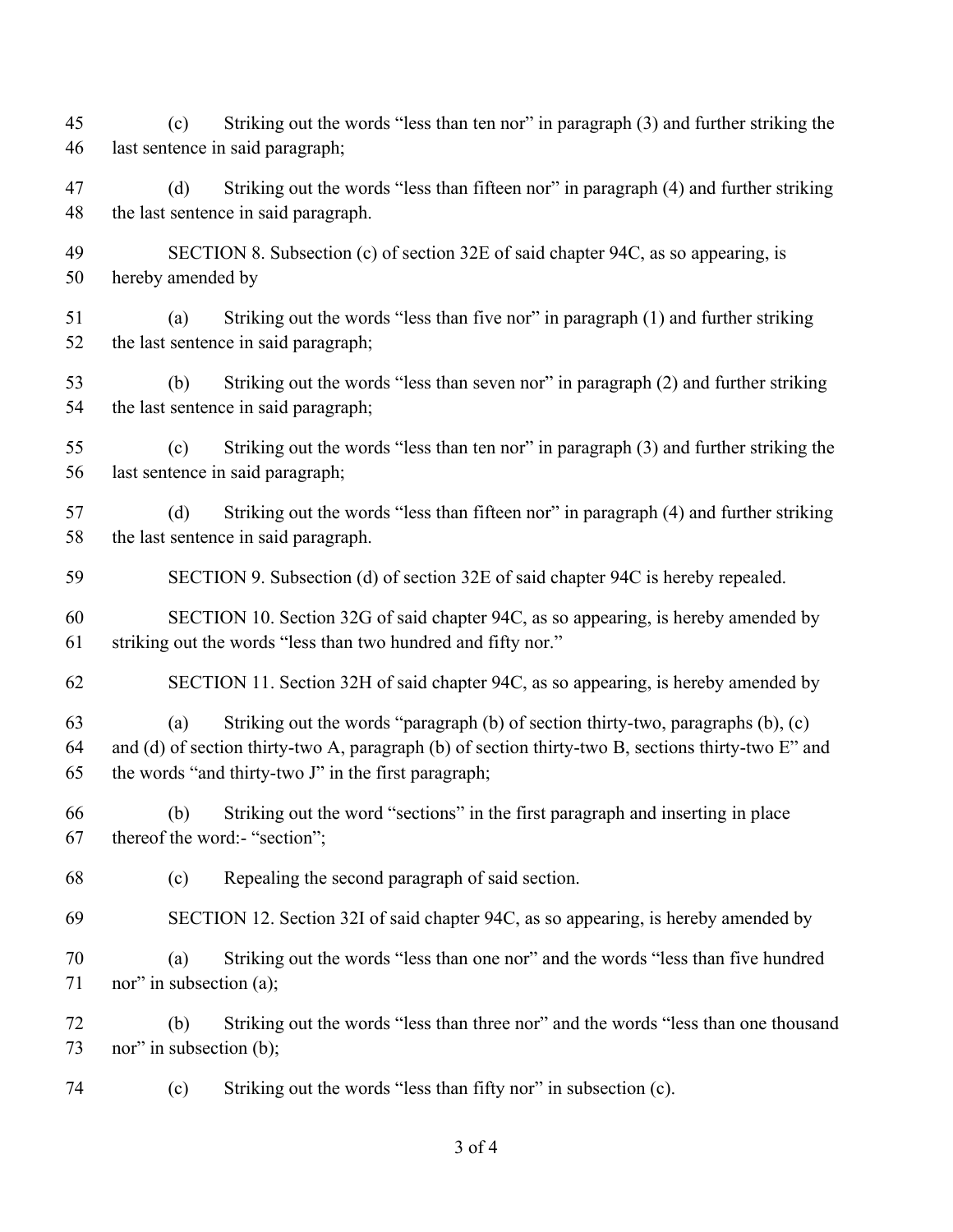(c) Striking out the words “less than ten nor” in paragraph (3) and further striking the last sentence in said paragraph;

(d) Striking out the words “less than fifteen nor” in paragraph (4) and further striking the last sentence in said paragraph.

SECTION 8. Subsection (c) of section 32E of said chapter 94C, as so appearing, is hereby amended by

(a) Striking out the words “less than five nor” in paragraph (1) and further striking the last sentence in said paragraph;

(b) Striking out the words “less than seven nor” in paragraph (2) and further striking the last sentence in said paragraph;

(c) Striking out the words “less than ten nor” in paragraph (3) and further striking the last sentence in said paragraph;

(d) Striking out the words “less than fifteen nor” in paragraph (4) and further striking the last sentence in said paragraph.

SECTION 9. Subsection (d) of section 32E of said chapter 94C is hereby repealed.

SECTION 10. Section 32G of said chapter 94C, as so appearing, is hereby amended by striking out the words “less than two hundred and fifty nor.”

SECTION 11. Section 32H of said chapter 94C, as so appearing, is hereby amended by

(a) Striking out the words “paragraph (b) of section thirty-two, paragraphs (b), (c) and (d) of section thirty-two A, paragraph (b) of section thirty-two B, sections thirty-two E” and the words “and thirty-two J” in the first paragraph;

(b) Striking out the word “sections” in the first paragraph and inserting in place thereof the word:- “section”;

(c) Repealing the second paragraph of said section.

SECTION 12. Section 32I of said chapter 94C, as so appearing, is hereby amended by

(a) Striking out the words “less than one nor” and the words “less than five hundred nor” in subsection (a);

(b) Striking out the words “less than three nor” and the words “less than one thousand nor” in subsection (b);

(c) Striking out the words “less than fifty nor” in subsection (c).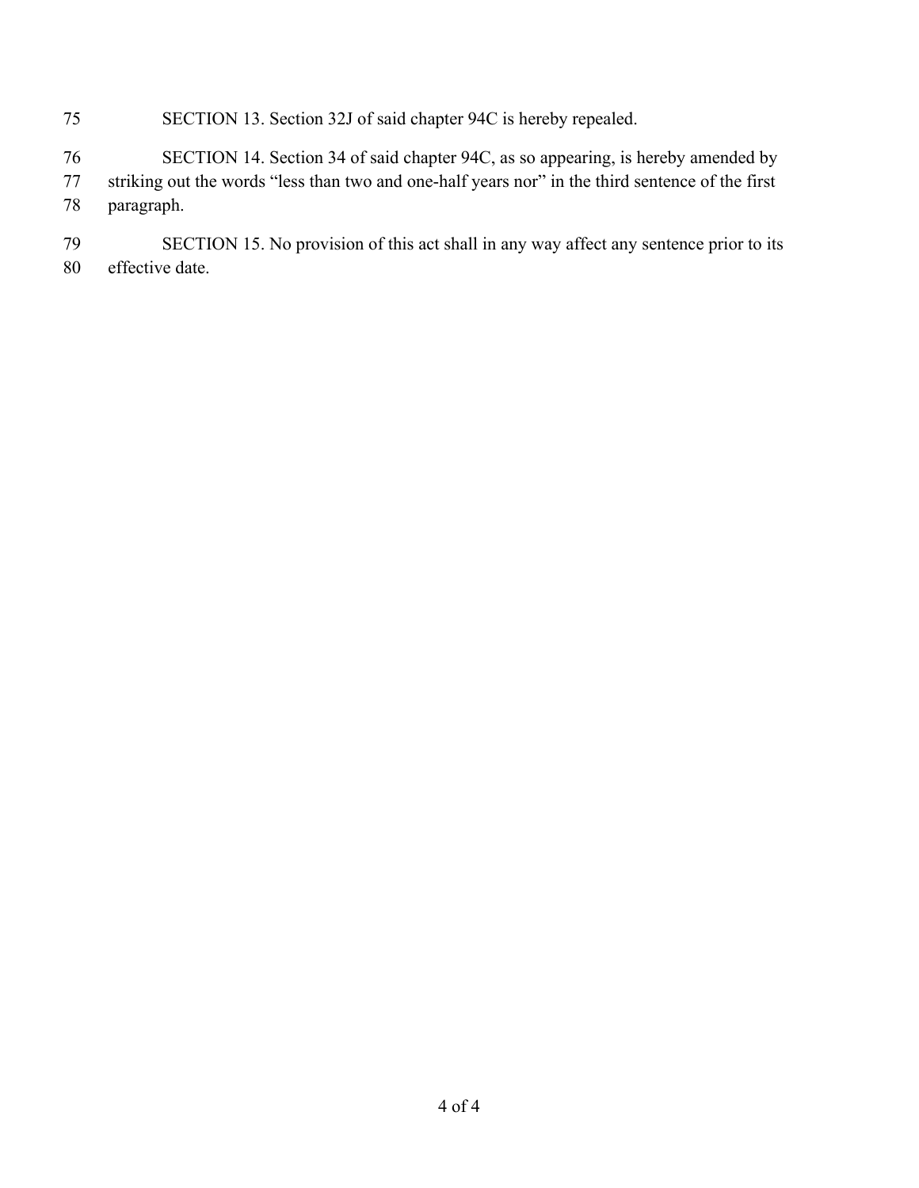SECTION 13. Section 32J of said chapter 94C is hereby repealed.

SECTION 14. Section 34 of said chapter 94C, as so appearing, is hereby amended by striking out the words "less than two and one-half years nor" in the third sentence of the first paragraph.

SECTION 15. No provision of this act shall in any way affect any sentence prior to its effective date.